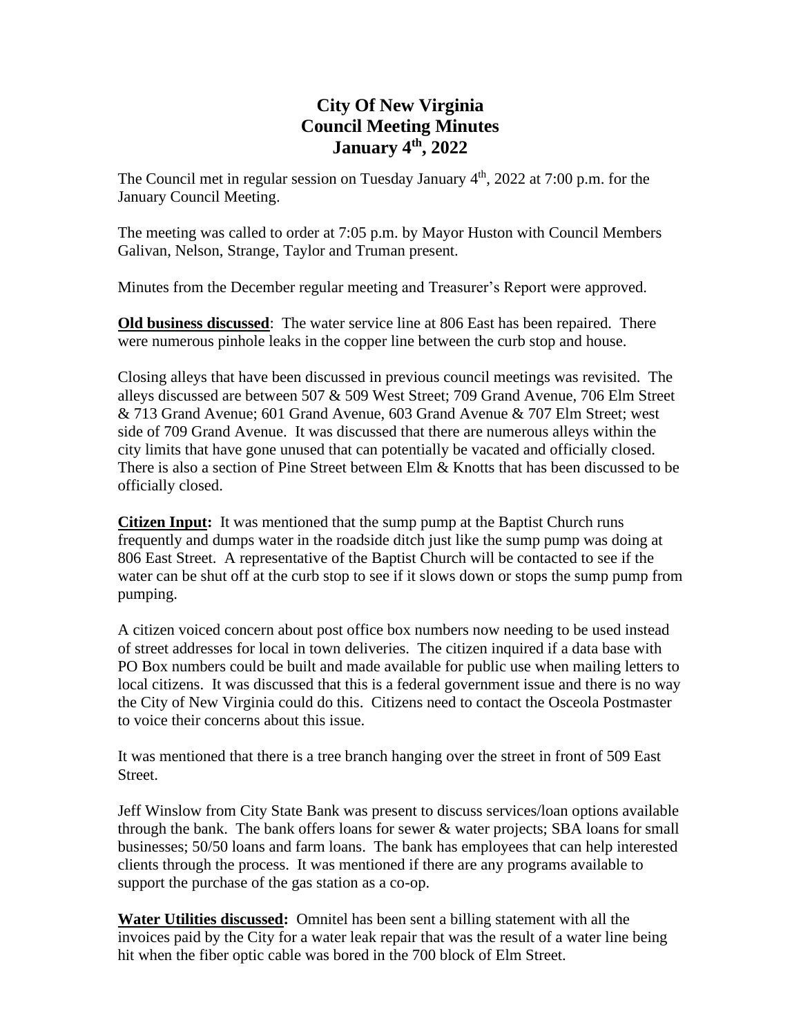# City Of New Virginia
## Council Meeting Minutes
## January 4th, 2022

The Council met in regular session on Tuesday January 4th, 2022 at 7:00 p.m. for the January Council Meeting.

The meeting was called to order at 7:05 p.m. by Mayor Huston with Council Members Galivan, Nelson, Strange, Taylor and Truman present.

Minutes from the December regular meeting and Treasurer's Report were approved.

**Old business discussed**: The water service line at 806 East has been repaired. There were numerous pinhole leaks in the copper line between the curb stop and house.

Closing alleys that have been discussed in previous council meetings was revisited. The alleys discussed are between 507 & 509 West Street; 709 Grand Avenue, 706 Elm Street & 713 Grand Avenue; 601 Grand Avenue, 603 Grand Avenue & 707 Elm Street; west side of 709 Grand Avenue. It was discussed that there are numerous alleys within the city limits that have gone unused that can potentially be vacated and officially closed. There is also a section of Pine Street between Elm & Knotts that has been discussed to be officially closed.

**Citizen Input:** It was mentioned that the sump pump at the Baptist Church runs frequently and dumps water in the roadside ditch just like the sump pump was doing at 806 East Street. A representative of the Baptist Church will be contacted to see if the water can be shut off at the curb stop to see if it slows down or stops the sump pump from pumping.

A citizen voiced concern about post office box numbers now needing to be used instead of street addresses for local in town deliveries. The citizen inquired if a data base with PO Box numbers could be built and made available for public use when mailing letters to local citizens. It was discussed that this is a federal government issue and there is no way the City of New Virginia could do this. Citizens need to contact the Osceola Postmaster to voice their concerns about this issue.

It was mentioned that there is a tree branch hanging over the street in front of 509 East Street.

Jeff Winslow from City State Bank was present to discuss services/loan options available through the bank. The bank offers loans for sewer & water projects; SBA loans for small businesses; 50/50 loans and farm loans. The bank has employees that can help interested clients through the process. It was mentioned if there are any programs available to support the purchase of the gas station as a co-op.

**Water Utilities discussed:** Omnitel has been sent a billing statement with all the invoices paid by the City for a water leak repair that was the result of a water line being hit when the fiber optic cable was bored in the 700 block of Elm Street.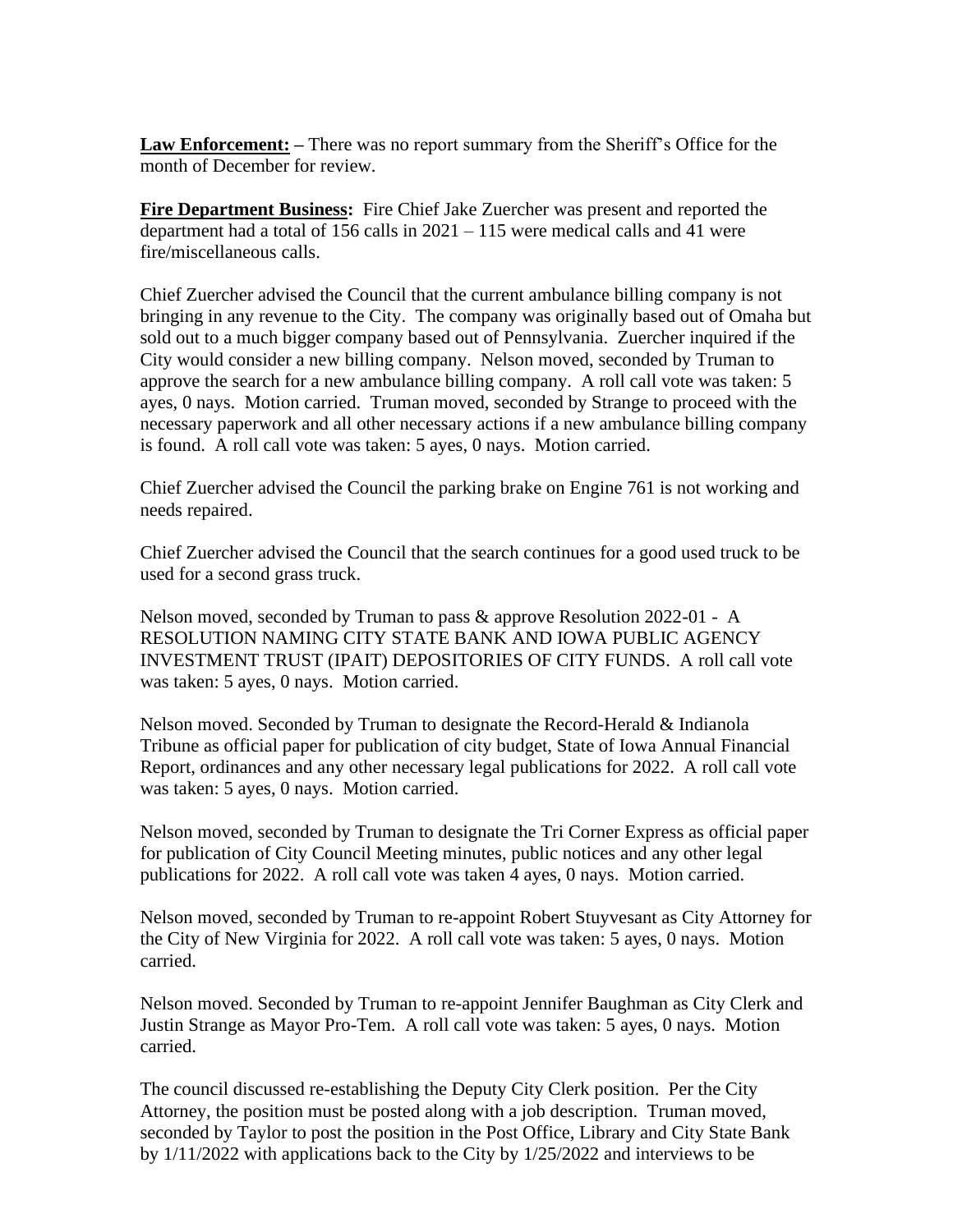**Law Enforcement: –** There was no report summary from the Sheriff's Office for the month of December for review.

**Fire Department Business:** Fire Chief Jake Zuercher was present and reported the department had a total of 156 calls in 2021 – 115 were medical calls and 41 were fire/miscellaneous calls.

Chief Zuercher advised the Council that the current ambulance billing company is not bringing in any revenue to the City. The company was originally based out of Omaha but sold out to a much bigger company based out of Pennsylvania. Zuercher inquired if the City would consider a new billing company. Nelson moved, seconded by Truman to approve the search for a new ambulance billing company. A roll call vote was taken: 5 ayes, 0 nays. Motion carried. Truman moved, seconded by Strange to proceed with the necessary paperwork and all other necessary actions if a new ambulance billing company is found. A roll call vote was taken: 5 ayes, 0 nays. Motion carried.

Chief Zuercher advised the Council the parking brake on Engine 761 is not working and needs repaired.

Chief Zuercher advised the Council that the search continues for a good used truck to be used for a second grass truck.

Nelson moved, seconded by Truman to pass & approve Resolution 2022-01 - A RESOLUTION NAMING CITY STATE BANK AND IOWA PUBLIC AGENCY INVESTMENT TRUST (IPAIT) DEPOSITORIES OF CITY FUNDS. A roll call vote was taken: 5 ayes, 0 nays. Motion carried.

Nelson moved. Seconded by Truman to designate the Record-Herald & Indianola Tribune as official paper for publication of city budget, State of Iowa Annual Financial Report, ordinances and any other necessary legal publications for 2022. A roll call vote was taken: 5 ayes, 0 nays. Motion carried.

Nelson moved, seconded by Truman to designate the Tri Corner Express as official paper for publication of City Council Meeting minutes, public notices and any other legal publications for 2022. A roll call vote was taken 4 ayes, 0 nays. Motion carried.

Nelson moved, seconded by Truman to re-appoint Robert Stuyvesant as City Attorney for the City of New Virginia for 2022. A roll call vote was taken: 5 ayes, 0 nays. Motion carried.

Nelson moved. Seconded by Truman to re-appoint Jennifer Baughman as City Clerk and Justin Strange as Mayor Pro-Tem. A roll call vote was taken: 5 ayes, 0 nays. Motion carried.

The council discussed re-establishing the Deputy City Clerk position. Per the City Attorney, the position must be posted along with a job description. Truman moved, seconded by Taylor to post the position in the Post Office, Library and City State Bank by 1/11/2022 with applications back to the City by 1/25/2022 and interviews to be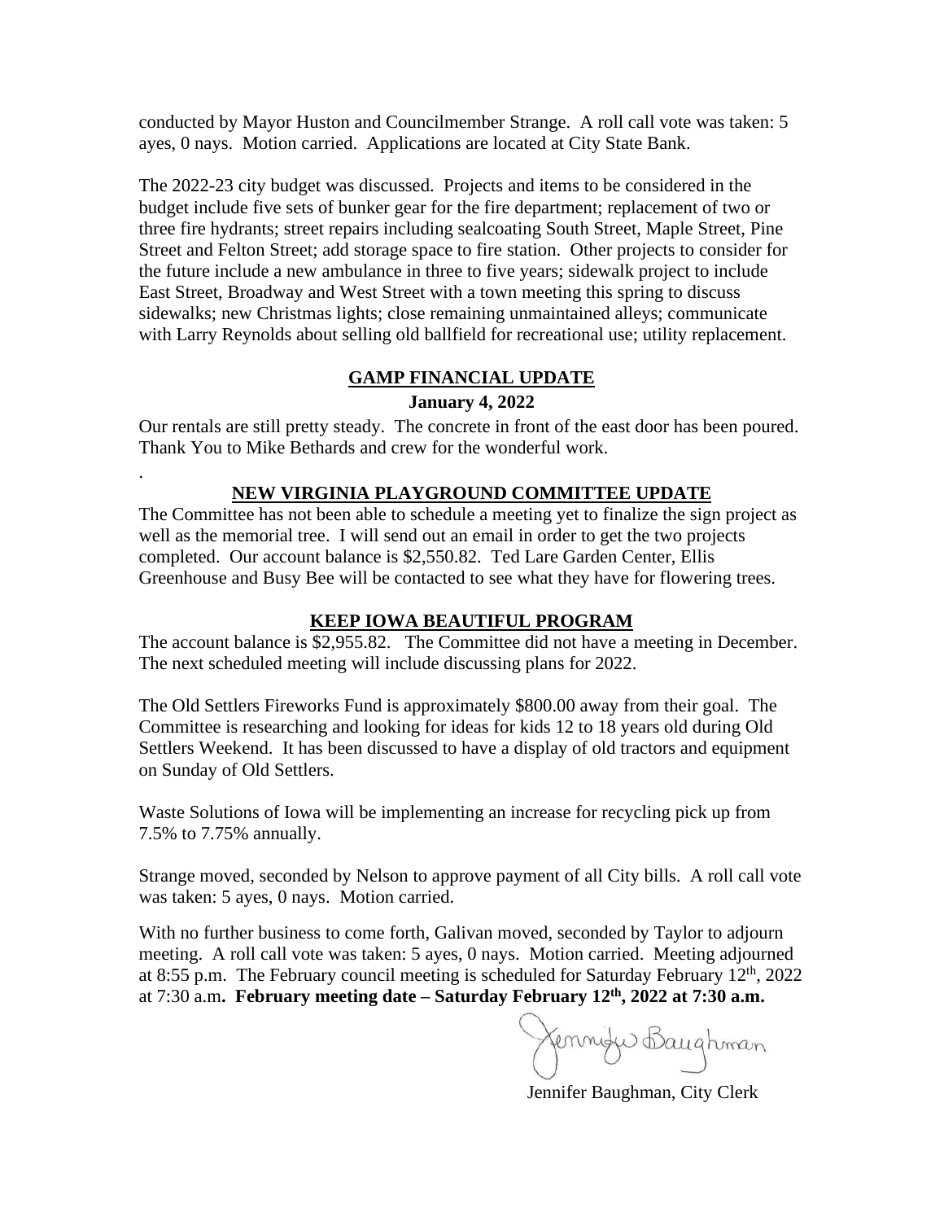conducted by Mayor Huston and Councilmember Strange. A roll call vote was taken: 5 ayes, 0 nays. Motion carried. Applications are located at City State Bank.

The 2022-23 city budget was discussed. Projects and items to be considered in the budget include five sets of bunker gear for the fire department; replacement of two or three fire hydrants; street repairs including sealcoating South Street, Maple Street, Pine Street and Felton Street; add storage space to fire station. Other projects to consider for the future include a new ambulance in three to five years; sidewalk project to include East Street, Broadway and West Street with a town meeting this spring to discuss sidewalks; new Christmas lights; close remaining unmaintained alleys; communicate with Larry Reynolds about selling old ballfield for recreational use; utility replacement.

## GAMP FINANCIAL UPDATE

**January 4, 2022**

Our rentals are still pretty steady. The concrete in front of the east door has been poured. Thank You to Mike Bethards and crew for the wonderful work.

.

## NEW VIRGINIA PLAYGROUND COMMITTEE UPDATE

The Committee has not been able to schedule a meeting yet to finalize the sign project as well as the memorial tree. I will send out an email in order to get the two projects completed. Our account balance is $2,550.82. Ted Lare Garden Center, Ellis Greenhouse and Busy Bee will be contacted to see what they have for flowering trees.

## KEEP IOWA BEAUTIFUL PROGRAM

The account balance is $2,955.82. The Committee did not have a meeting in December. The next scheduled meeting will include discussing plans for 2022.

The Old Settlers Fireworks Fund is approximately $800.00 away from their goal. The Committee is researching and looking for ideas for kids 12 to 18 years old during Old Settlers Weekend. It has been discussed to have a display of old tractors and equipment on Sunday of Old Settlers.

Waste Solutions of Iowa will be implementing an increase for recycling pick up from 7.5% to 7.75% annually.

Strange moved, seconded by Nelson to approve payment of all City bills. A roll call vote was taken: 5 ayes, 0 nays. Motion carried.

With no further business to come forth, Galivan moved, seconded by Taylor to adjourn meeting. A roll call vote was taken: 5 ayes, 0 nays. Motion carried. Meeting adjourned at 8:55 p.m. The February council meeting is scheduled for Saturday February 12th, 2022 at 7:30 a.m**. February meeting date – Saturday February 12th, 2022 at 7:30 a.m.**

Jennifer Baughman

Jennifer Baughman, City Clerk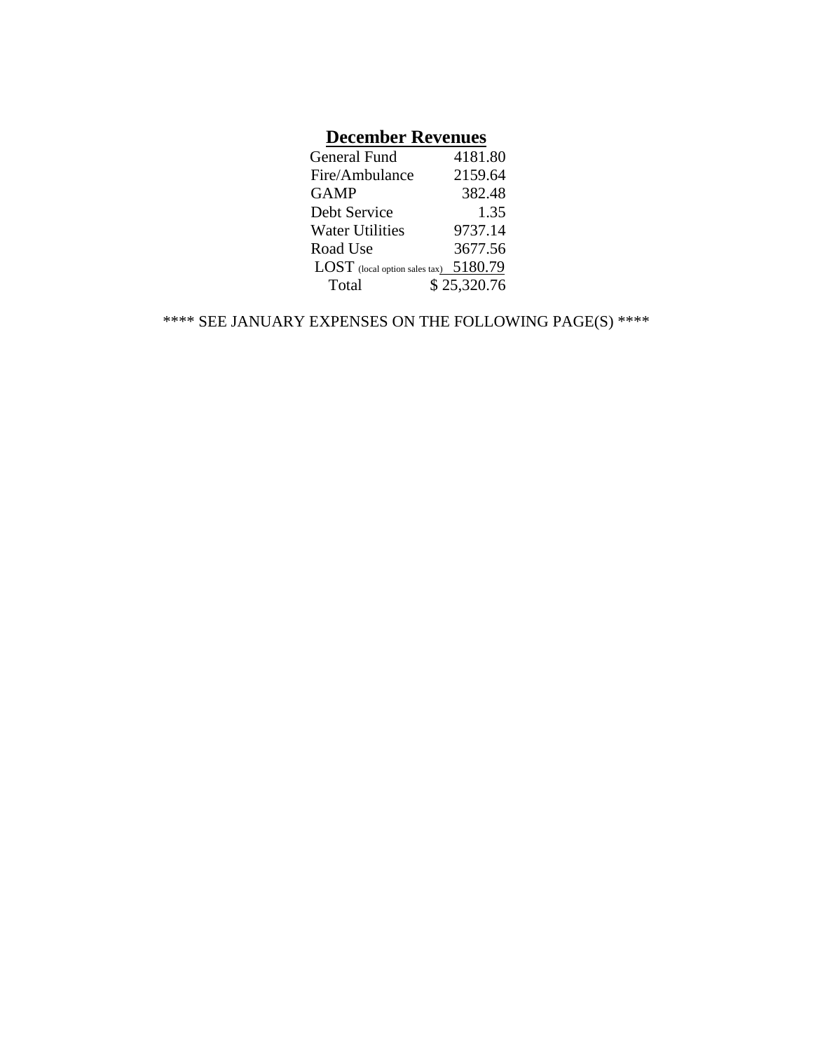## December Revenues

| | |
|---|---|
| General Fund | 4181.80 |
| Fire/Ambulance | 2159.64 |
| GAMP | 382.48 |
| Debt Service | 1.35 |
| Water Utilities | 9737.14 |
| Road Use | 3677.56 |
| LOST (local option sales tax) | 5180.79 |
| Total | $ 25,320.76 |

**** SEE JANUARY EXPENSES ON THE FOLLOWING PAGE(S) ****